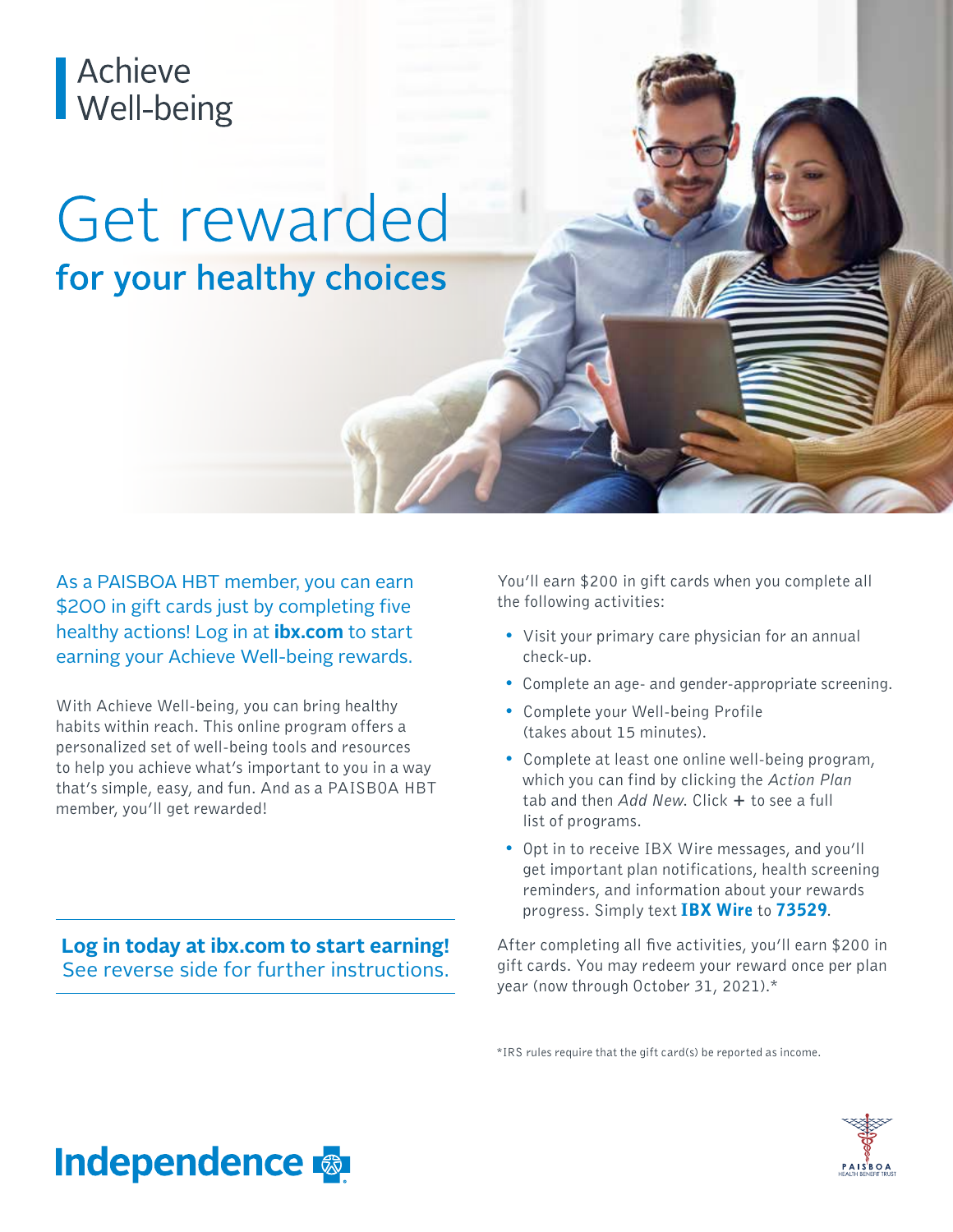# Achieve Well-being

# Get rewarded

## for your healthy choices

As a PAISBOA HBT member, you can earn $200 in gift cards just by completing five healthy actions! Log in at **ibx.com** to start earning your Achieve Well-being rewards.

With Achieve Well-being, you can bring healthy habits within reach. This online program offers a personalized set of well-being tools and resources to help you achieve what's important to you in a way that's simple, easy, and fun. And as a PAISBOA HBT member, you'll get rewarded!

**Log in today at ibx.com to start earning!**
See reverse side for further instructions.

You'll earn $200 in gift cards when you complete all the following activities:

- Visit your primary care physician for an annual check-up.
- Complete an age- and gender-appropriate screening.
- Complete your Well-being Profile (takes about 15 minutes).
- Complete at least one online well-being program, which you can find by clicking the *Action Plan* tab and then *Add New*. Click **+** to see a full list of programs.
- Opt in to receive IBX Wire messages, and you'll get important plan notifications, health screening reminders, and information about your rewards progress. Simply text **IBX Wire** to **73529**.

After completing all five activities, you'll earn $200 in gift cards. You may redeem your reward once per plan year (now through October 31, 2021).*

*IRS rules require that the gift card(s) be reported as income.

Independence

PAISBOA HEALTH BENEFIT TRUST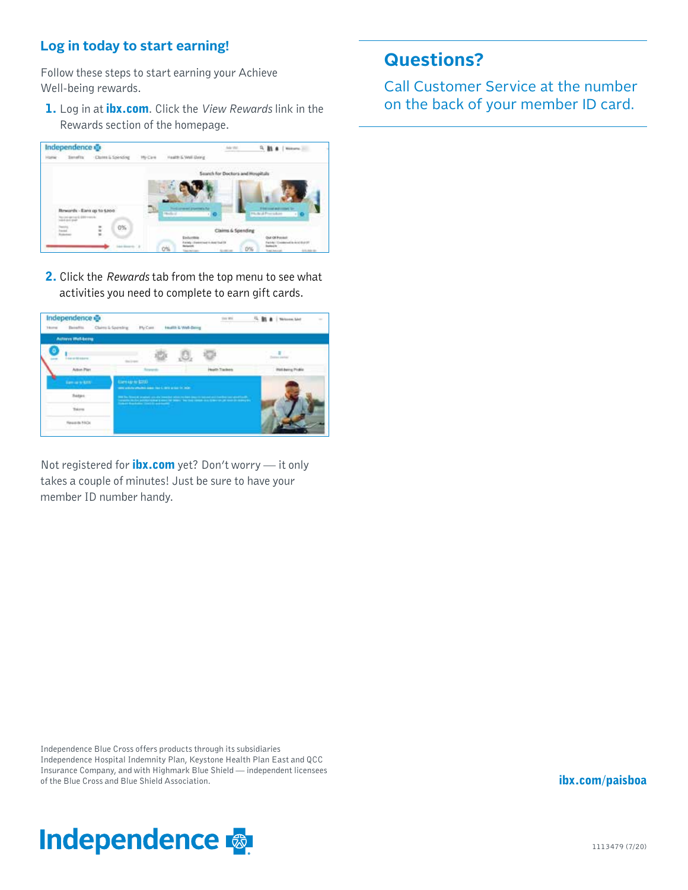## Log in today to start earning!

Follow these steps to start earning your Achieve Well-being rewards.

1. Log in at **ibx.com**. Click the *View Rewards* link in the Rewards section of the homepage.

2. Click the *Rewards* tab from the top menu to see what activities you need to complete to earn gift cards.

Not registered for **ibx.com** yet? Don't worry — it only takes a couple of minutes! Just be sure to have your member ID number handy.

## Questions?

Call Customer Service at the number on the back of your member ID card.

Independence Blue Cross offers products through its subsidiaries Independence Hospital Indemnity Plan, Keystone Health Plan East and QCC Insurance Company, and with Highmark Blue Shield — independent licensees of the Blue Cross and Blue Shield Association.

**ibx.com/paisboa**

Independence

1113479 (7/20)